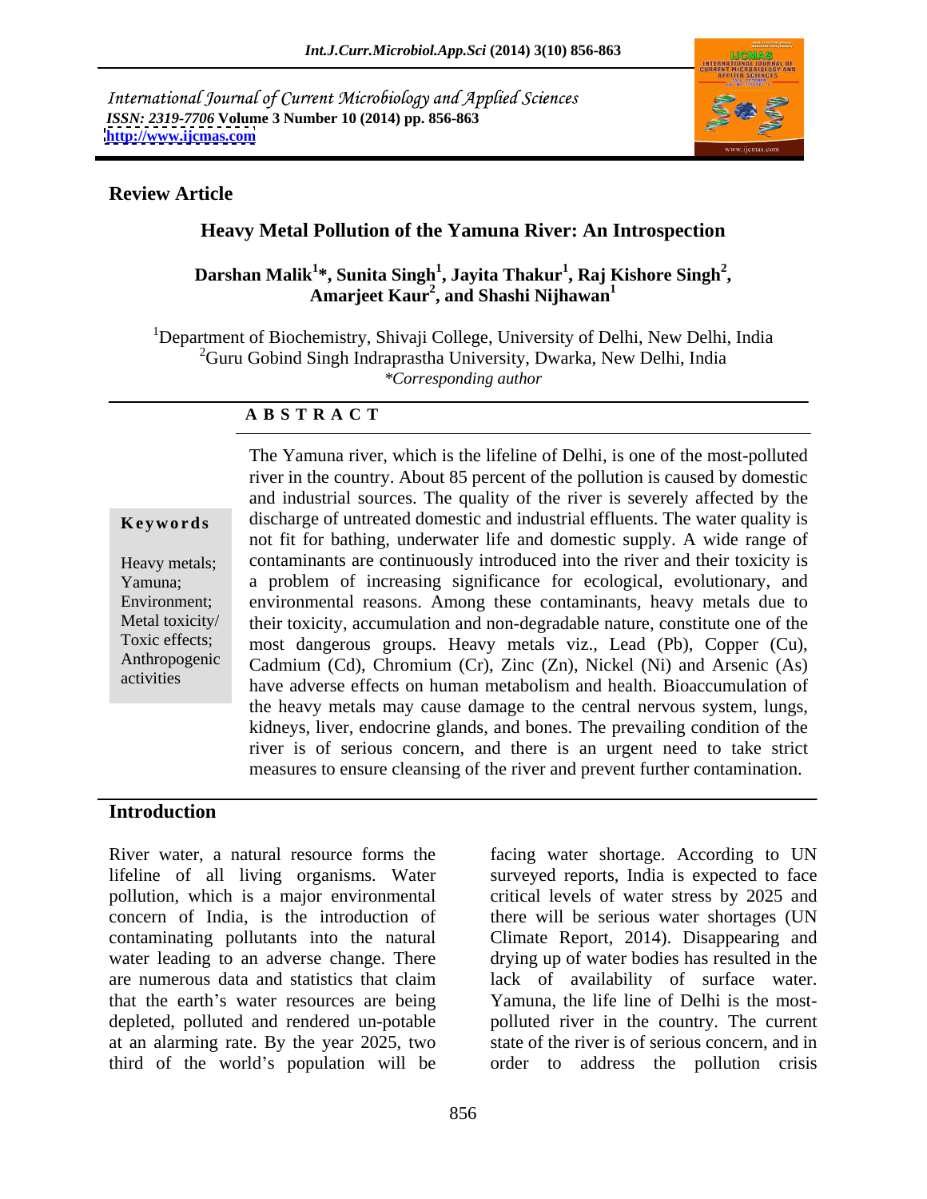International Journal of Current Microbiology and Applied Sciences
*ISSN: 2319-7706* **Volume 3 Number 10 (2014) pp. 856-863**
**http://www.ijcmas.com**

**Review Article**

## Heavy Metal Pollution of the Yamuna River: An Introspection

**Darshan Malik[1]*, Sunita Singh[1], Jayita Thakur[1], Raj Kishore Singh[2], Amarjeet Kaur[2], and Shashi Nijhawan[1]**

[1]Department of Biochemistry, Shivaji College, University of Delhi, New Delhi, India
[2]Guru Gobind Singh Indraprastha University, Dwarka, New Delhi, India
*\*Corresponding author*

**A B S T R A C T**

**Keywords**

Heavy metals; Yamuna; Environment; Metal toxicity/ Toxic effects; Anthropogenic activities

The Yamuna river, which is the lifeline of Delhi, is one of the most-polluted river in the country. About 85 percent of the pollution is caused by domestic and industrial sources. The quality of the river is severely affected by the discharge of untreated domestic and industrial effluents. The water quality is not fit for bathing, underwater life and domestic supply. A wide range of contaminants are continuously introduced into the river and their toxicity is a problem of increasing significance for ecological, evolutionary, and environmental reasons. Among these contaminants, heavy metals due to their toxicity, accumulation and non-degradable nature, constitute one of the most dangerous groups. Heavy metals viz., Lead (Pb), Copper (Cu), Cadmium (Cd), Chromium (Cr), Zinc (Zn), Nickel (Ni) and Arsenic (As) have adverse effects on human metabolism and health. Bioaccumulation of the heavy metals may cause damage to the central nervous system, lungs, kidneys, liver, endocrine glands, and bones. The prevailing condition of the river is of serious concern, and there is an urgent need to take strict measures to ensure cleansing of the river and prevent further contamination.

## Introduction

River water, a natural resource forms the lifeline of all living organisms. Water pollution, which is a major environmental concern of India, is the introduction of contaminating pollutants into the natural water leading to an adverse change. There are numerous data and statistics that claim that the earth's water resources are being depleted, polluted and rendered un-potable at an alarming rate. By the year 2025, two third of the world's population will be facing water shortage. According to UN surveyed reports, India is expected to face critical levels of water stress by 2025 and there will be serious water shortages (UN Climate Report, 2014). Disappearing and drying up of water bodies has resulted in the lack of availability of surface water. Yamuna, the life line of Delhi is the most-polluted river in the country. The current state of the river is of serious concern, and in order to address the pollution crisis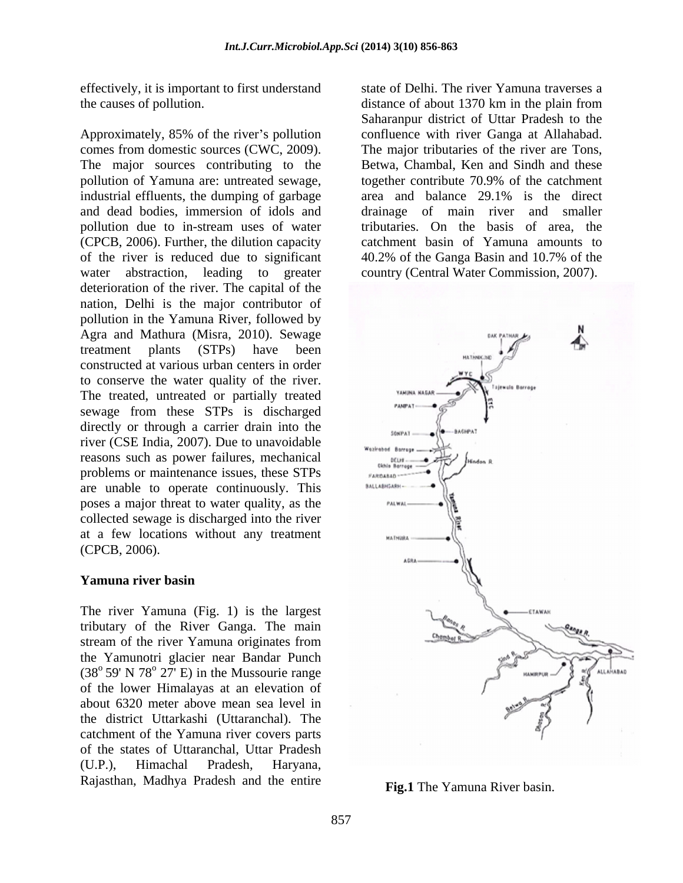effectively, it is important to first understand the causes of pollution.

Approximately, 85% of the river's pollution comes from domestic sources (CWC, 2009). The major sources contributing to the pollution of Yamuna are: untreated sewage, industrial effluents, the dumping of garbage and dead bodies, immersion of idols and pollution due to in-stream uses of water (CPCB, 2006). Further, the dilution capacity of the river is reduced due to significant water abstraction, leading to greater deterioration of the river. The capital of the nation, Delhi is the major contributor of pollution in the Yamuna River, followed by Agra and Mathura (Misra, 2010). Sewage treatment plants (STPs) have been constructed at various urban centers in order to conserve the water quality of the river. The treated, untreated or partially treated sewage from these STPs is discharged directly or through a carrier drain into the river (CSE India, 2007). Due to unavoidable reasons such as power failures, mechanical problems or maintenance issues, these STPs are unable to operate continuously. This poses a major threat to water quality, as the collected sewage is discharged into the river at a few locations without any treatment (CPCB, 2006).

## Yamuna river basin

The river Yamuna (Fig. 1) is the largest tributary of the River Ganga. The main stream of the river Yamuna originates from the Yamunotri glacier near Bandar Punch ($38^o$ 59' N $78^o$ 27' E) in the Mussourie range of the lower Himalayas at an elevation of about 6320 meter above mean sea level in the district Uttarkashi (Uttaranchal). The catchment of the Yamuna river covers parts of the states of Uttaranchal, Uttar Pradesh (U.P.), Himachal Pradesh, Haryana, Rajasthan, Madhya Pradesh and the entire state of Delhi. The river Yamuna traverses a distance of about 1370 km in the plain from Saharanpur district of Uttar Pradesh to the confluence with river Ganga at Allahabad. The major tributaries of the river are Tons, Betwa, Chambal, Ken and Sindh and these together contribute 70.9% of the catchment area and balance 29.1% is the direct drainage of main river and smaller tributaries. On the basis of area, the catchment basin of Yamuna amounts to 40.2% of the Ganga Basin and 10.7% of the country (Central Water Commission, 2007).

**Fig.1** The Yamuna River basin.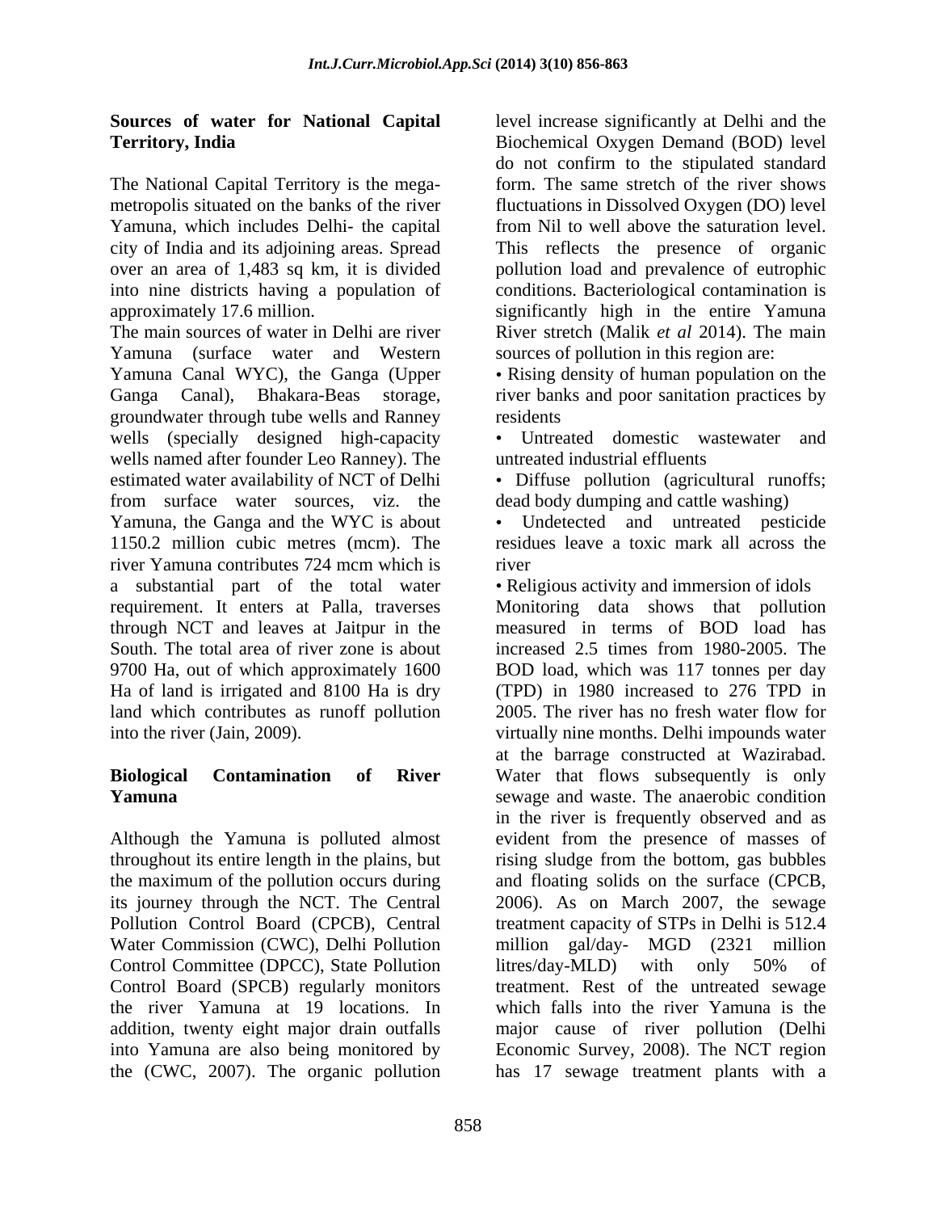## Sources of water for National Capital Territory, India

The National Capital Territory is the mega-metropolis situated on the banks of the river Yamuna, which includes Delhi- the capital city of India and its adjoining areas. Spread over an area of 1,483 sq km, it is divided into nine districts having a population of approximately 17.6 million.

The main sources of water in Delhi are river Yamuna (surface water and Western Yamuna Canal WYC), the Ganga (Upper Ganga Canal), Bhakara-Beas storage, groundwater through tube wells and Ranney wells (specially designed high-capacity wells named after founder Leo Ranney). The estimated water availability of NCT of Delhi from surface water sources, viz. the Yamuna, the Ganga and the WYC is about 1150.2 million cubic metres (mcm). The river Yamuna contributes 724 mcm which is a substantial part of the total water requirement. It enters at Palla, traverses through NCT and leaves at Jaitpur in the South. The total area of river zone is about 9700 Ha, out of which approximately 1600 Ha of land is irrigated and 8100 Ha is dry land which contributes as runoff pollution into the river (Jain, 2009).

## Biological Contamination of River Yamuna

Although the Yamuna is polluted almost throughout its entire length in the plains, but the maximum of the pollution occurs during its journey through the NCT. The Central Pollution Control Board (CPCB), Central Water Commission (CWC), Delhi Pollution Control Committee (DPCC), State Pollution Control Board (SPCB) regularly monitors the river Yamuna at 19 locations. In addition, twenty eight major drain outfalls into Yamuna are also being monitored by the (CWC, 2007). The organic pollution level increase significantly at Delhi and the Biochemical Oxygen Demand (BOD) level do not confirm to the stipulated standard form. The same stretch of the river shows fluctuations in Dissolved Oxygen (DO) level from Nil to well above the saturation level. This reflects the presence of organic pollution load and prevalence of eutrophic conditions. Bacteriological contamination is significantly high in the entire Yamuna River stretch (Malik *et al* 2014). The main sources of pollution in this region are:

- Rising density of human population on the river banks and poor sanitation practices by residents
- Untreated domestic wastewater and untreated industrial effluents
- Diffuse pollution (agricultural runoffs; dead body dumping and cattle washing)
- Undetected and untreated pesticide residues leave a toxic mark all across the river
- Religious activity and immersion of idols

Monitoring data shows that pollution measured in terms of BOD load has increased 2.5 times from 1980-2005. The BOD load, which was 117 tonnes per day (TPD) in 1980 increased to 276 TPD in 2005. The river has no fresh water flow for virtually nine months. Delhi impounds water at the barrage constructed at Wazirabad. Water that flows subsequently is only sewage and waste. The anaerobic condition in the river is frequently observed and as evident from the presence of masses of rising sludge from the bottom, gas bubbles and floating solids on the surface (CPCB, 2006). As on March 2007, the sewage treatment capacity of STPs in Delhi is 512.4 million gal/day- MGD (2321 million litres/day-MLD) with only 50% of treatment. Rest of the untreated sewage which falls into the river Yamuna is the major cause of river pollution (Delhi Economic Survey, 2008). The NCT region has 17 sewage treatment plants with a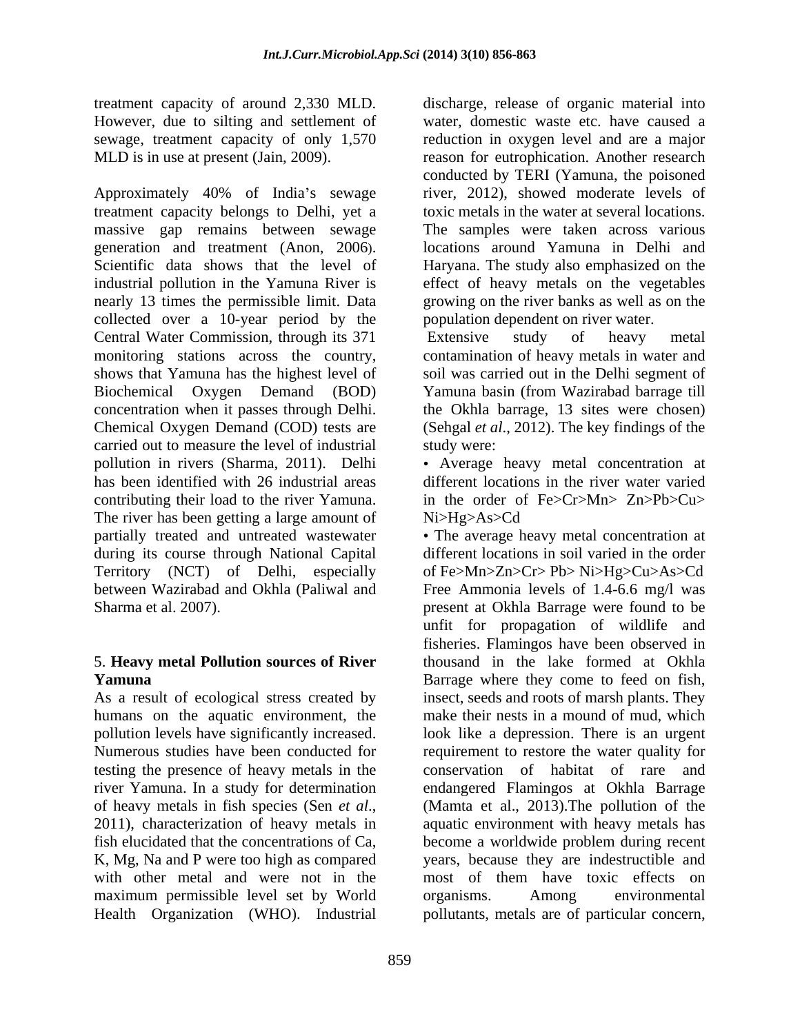treatment capacity of around 2,330 MLD. However, due to silting and settlement of sewage, treatment capacity of only 1,570 MLD is in use at present (Jain, 2009).

Approximately 40% of India's sewage treatment capacity belongs to Delhi, yet a massive gap remains between sewage generation and treatment (Anon, 2006). Scientific data shows that the level of industrial pollution in the Yamuna River is nearly 13 times the permissible limit. Data collected over a 10-year period by the Central Water Commission, through its 371 monitoring stations across the country, shows that Yamuna has the highest level of Biochemical Oxygen Demand (BOD) concentration when it passes through Delhi. Chemical Oxygen Demand (COD) tests are carried out to measure the level of industrial pollution in rivers (Sharma, 2011). Delhi has been identified with 26 industrial areas contributing their load to the river Yamuna. The river has been getting a large amount of partially treated and untreated wastewater during its course through National Capital Territory (NCT) of Delhi, especially between Wazirabad and Okhla (Paliwal and Sharma et al. 2007).

## 5. **Heavy metal Pollution sources of River Yamuna**

As a result of ecological stress created by humans on the aquatic environment, the pollution levels have significantly increased. Numerous studies have been conducted for testing the presence of heavy metals in the river Yamuna. In a study for determination of heavy metals in fish species (Sen *et al*., 2011), characterization of heavy metals in fish elucidated that the concentrations of Ca, K, Mg, Na and P were too high as compared with other metal and were not in the maximum permissible level set by World Health Organization (WHO). Industrial discharge, release of organic material into water, domestic waste etc. have caused a reduction in oxygen level and are a major reason for eutrophication. Another research conducted by TERI (Yamuna, the poisoned river, 2012), showed moderate levels of toxic metals in the water at several locations. The samples were taken across various locations around Yamuna in Delhi and Haryana. The study also emphasized on the effect of heavy metals on the vegetables growing on the river banks as well as on the population dependent on river water.

Extensive study of heavy metal contamination of heavy metals in water and soil was carried out in the Delhi segment of Yamuna basin (from Wazirabad barrage till the Okhla barrage, 13 sites were chosen) (Sehgal *et al*., 2012). The key findings of the study were:

• Average heavy metal concentration at different locations in the river water varied in the order of Fe>Cr>Mn> Zn>Pb>Cu> Ni>Hg>As>Cd

• The average heavy metal concentration at different locations in soil varied in the order of Fe>Mn>Zn>Cr> Pb> Ni>Hg>Cu>As>Cd Free Ammonia levels of 1.4-6.6 mg/l was present at Okhla Barrage were found to be unfit for propagation of wildlife and fisheries. Flamingos have been observed in thousand in the lake formed at Okhla Barrage where they come to feed on fish, insect, seeds and roots of marsh plants. They make their nests in a mound of mud, which look like a depression. There is an urgent requirement to restore the water quality for conservation of habitat of rare and endangered Flamingos at Okhla Barrage (Mamta et al., 2013).The pollution of the aquatic environment with heavy metals has become a worldwide problem during recent years, because they are indestructible and most of them have toxic effects on organisms. Among environmental pollutants, metals are of particular concern,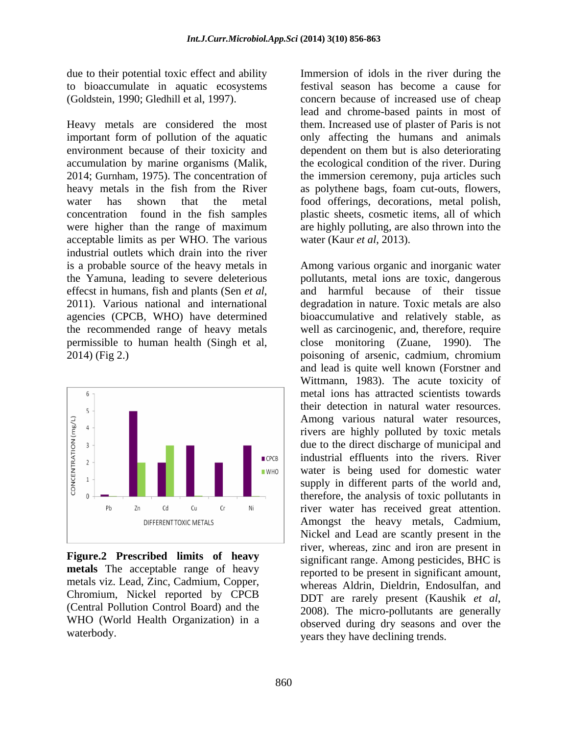due to their potential toxic effect and ability to bioaccumulate in aquatic ecosystems (Goldstein, 1990; Gledhill et al, 1997).

Heavy metals are considered the most important form of pollution of the aquatic environment because of their toxicity and accumulation by marine organisms (Malik, 2014; Gurnham, 1975). The concentration of heavy metals in the fish from the River water has shown that the metal concentration found in the fish samples were higher than the range of maximum acceptable limits as per WHO. The various industrial outlets which drain into the river is a probable source of the heavy metals in the Yamuna, leading to severe deleterious effecst in humans, fish and plants (Sen *et al*, 2011). Various national and international agencies (CPCB, WHO) have determined the recommended range of heavy metals permissible to human health (Singh et al, 2014) (Fig 2.)

**Figure.2 Prescribed limits of heavy metals** The acceptable range of heavy metals viz. Lead, Zinc, Cadmium, Copper, Chromium, Nickel reported by CPCB (Central Pollution Control Board) and the WHO (World Health Organization) in a waterbody.

Immersion of idols in the river during the festival season has become a cause for concern because of increased use of cheap lead and chrome-based paints in most of them. Increased use of plaster of Paris is not only affecting the humans and animals dependent on them but is also deteriorating the ecological condition of the river. During the immersion ceremony, puja articles such as polythene bags, foam cut-outs, flowers, food offerings, decorations, metal polish, plastic sheets, cosmetic items, all of which are highly polluting, are also thrown into the water (Kaur *et al*, 2013).

Among various organic and inorganic water pollutants, metal ions are toxic, dangerous and harmful because of their tissue degradation in nature. Toxic metals are also bioaccumulative and relatively stable, as well as carcinogenic, and, therefore, require close monitoring (Zuane, 1990). The poisoning of arsenic, cadmium, chromium and lead is quite well known (Forstner and Wittmann, 1983). The acute toxicity of metal ions has attracted scientists towards their detection in natural water resources. Among various natural water resources, rivers are highly polluted by toxic metals due to the direct discharge of municipal and industrial effluents into the rivers. River water is being used for domestic water supply in different parts of the world and, therefore, the analysis of toxic pollutants in river water has received great attention. Amongst the heavy metals, Cadmium, Nickel and Lead are scantly present in the river, whereas, zinc and iron are present in significant range. Among pesticides, BHC is reported to be present in significant amount, whereas Aldrin, Dieldrin, Endosulfan, and DDT are rarely present (Kaushik *et al*, 2008). The micro-pollutants are generally observed during dry seasons and over the years they have declining trends.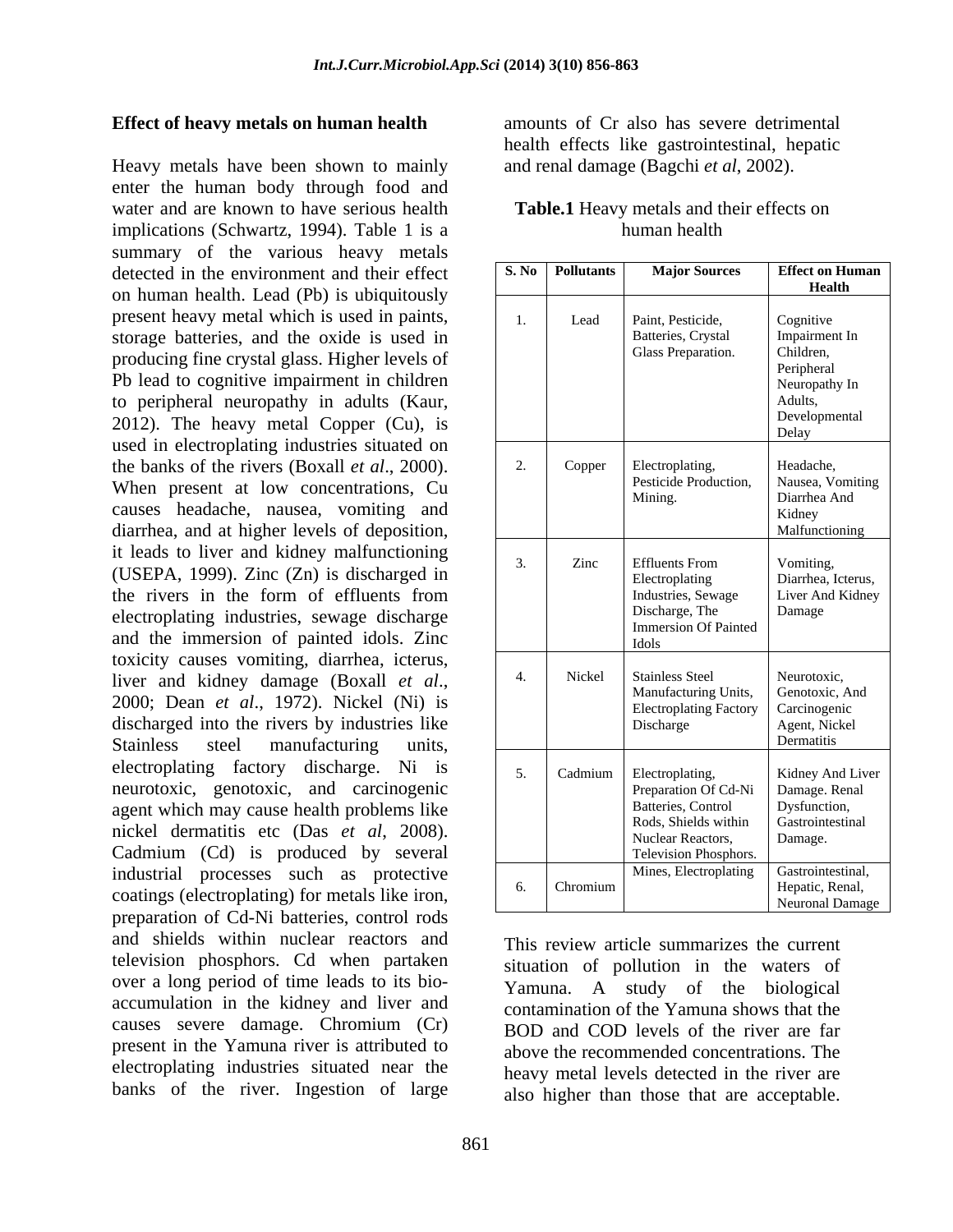### Effect of heavy metals on human health

Heavy metals have been shown to mainly enter the human body through food and water and are known to have serious health implications (Schwartz, 1994). Table 1 is a summary of the various heavy metals detected in the environment and their effect on human health. Lead (Pb) is ubiquitously present heavy metal which is used in paints, storage batteries, and the oxide is used in producing fine crystal glass. Higher levels of Pb lead to cognitive impairment in children to peripheral neuropathy in adults (Kaur, 2012). The heavy metal Copper (Cu), is used in electroplating industries situated on the banks of the rivers (Boxall *et al*., 2000). When present at low concentrations, Cu causes headache, nausea, vomiting and diarrhea, and at higher levels of deposition, it leads to liver and kidney malfunctioning (USEPA, 1999). Zinc (Zn) is discharged in the rivers in the form of effluents from electroplating industries, sewage discharge and the immersion of painted idols. Zinc toxicity causes vomiting, diarrhea, icterus, liver and kidney damage (Boxall *et al*., 2000; Dean *et al*., 1972). Nickel (Ni) is discharged into the rivers by industries like Stainless steel manufacturing units, electroplating factory discharge. Ni is neurotoxic, genotoxic, and carcinogenic agent which may cause health problems like nickel dermatitis etc (Das *et al*, 2008). Cadmium (Cd) is produced by several industrial processes such as protective coatings (electroplating) for metals like iron, preparation of Cd-Ni batteries, control rods and shields within nuclear reactors and television phosphors. Cd when partaken over a long period of time leads to its bio-accumulation in the kidney and liver and causes severe damage. Chromium (Cr) present in the Yamuna river is attributed to electroplating industries situated near the banks of the river. Ingestion of large amounts of Cr also has severe detrimental health effects like gastrointestinal, hepatic and renal damage (Bagchi *et al*, 2002).

**Table.1** Heavy metals and their effects on human health

| S. No | Pollutants | Major Sources | Effect on Human Health |
|---|---|---|---|
| 1. | Lead | Paint, Pesticide, Batteries, Crystal Glass Preparation. | Cognitive Impairment In Children, Peripheral Neuropathy In Adults, Developmental Delay |
| 2. | Copper | Electroplating, Pesticide Production, Mining. | Headache, Nausea, Vomiting Diarrhea And Kidney Malfunctioning |
| 3. | Zinc | Effluents From Electroplating Industries, Sewage Discharge, The Immersion Of Painted Idols | Vomiting, Diarrhea, Icterus, Liver And Kidney Damage |
| 4. | Nickel | Stainless Steel Manufacturing Units, Electroplating Factory Discharge | Neurotoxic, Genotoxic, And Carcinogenic Agent, Nickel Dermatitis |
| 5. | Cadmium | Electroplating, Preparation Of Cd-Ni Batteries, Control Rods, Shields within Nuclear Reactors, Television Phosphors. | Kidney And Liver Damage. Renal Dysfunction, Gastrointestinal Damage. |
| 6. | Chromium | Mines, Electroplating | Gastrointestinal, Hepatic, Renal, Neuronal Damage |

This review article summarizes the current situation of pollution in the waters of Yamuna. A study of the biological contamination of the Yamuna shows that the BOD and COD levels of the river are far above the recommended concentrations. The heavy metal levels detected in the river are also higher than those that are acceptable.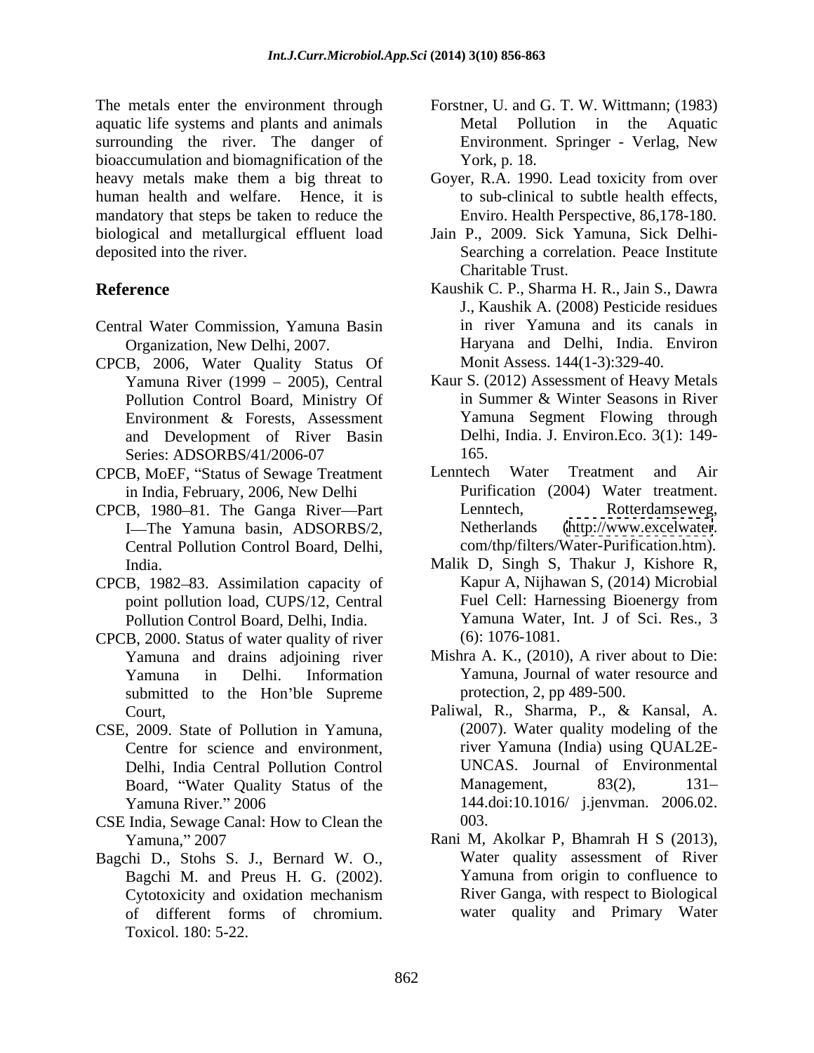The metals enter the environment through aquatic life systems and plants and animals surrounding the river. The danger of bioaccumulation and biomagnification of the heavy metals make them a big threat to human health and welfare. Hence, it is mandatory that steps be taken to reduce the biological and metallurgical effluent load deposited into the river.

## Reference

Central Water Commission, Yamuna Basin Organization, New Delhi, 2007.

CPCB, 2006, Water Quality Status Of Yamuna River (1999 – 2005), Central Pollution Control Board, Ministry Of Environment & Forests, Assessment and Development of River Basin Series: ADSORBS/41/2006-07

CPCB, MoEF, "Status of Sewage Treatment in India, February, 2006, New Delhi

CPCB, 1980–81. The Ganga River—Part I—The Yamuna basin, ADSORBS/2, Central Pollution Control Board, Delhi, India.

CPCB, 1982–83. Assimilation capacity of point pollution load, CUPS/12, Central Pollution Control Board, Delhi, India.

CPCB, 2000. Status of water quality of river Yamuna and drains adjoining river Yamuna in Delhi. Information submitted to the Hon'ble Supreme Court,

CSE, 2009. State of Pollution in Yamuna, Centre for science and environment, Delhi, India Central Pollution Control Board, "Water Quality Status of the Yamuna River." 2006

CSE India, Sewage Canal: How to Clean the Yamuna," 2007

Bagchi D., Stohs S. J., Bernard W. O., Bagchi M. and Preus H. G. (2002). Cytotoxicity and oxidation mechanism of different forms of chromium. Toxicol. 180: 5-22.

Forstner, U. and G. T. W. Wittmann; (1983) Metal Pollution in the Aquatic Environment. Springer - Verlag, New York, p. 18.

Goyer, R.A. 1990. Lead toxicity from over to sub-clinical to subtle health effects, Enviro. Health Perspective, 86,178-180.

Jain P., 2009. Sick Yamuna, Sick Delhi- Searching a correlation. Peace Institute Charitable Trust.

Kaushik C. P., Sharma H. R., Jain S., Dawra J., Kaushik A. (2008) Pesticide residues in river Yamuna and its canals in Haryana and Delhi, India. Environ Monit Assess. 144(1-3):329-40.

Kaur S. (2012) Assessment of Heavy Metals in Summer & Winter Seasons in River Yamuna Segment Flowing through Delhi, India. J. Environ.Eco. 3(1): 149-165.

Lenntech Water Treatment and Air Purification (2004) Water treatment. Lenntech, Rotterdamseweg, Netherlands (http://www.excelwater.com/thp/filters/Water-Purification.htm).

Malik D, Singh S, Thakur J, Kishore R, Kapur A, Nijhawan S, (2014) Microbial Fuel Cell: Harnessing Bioenergy from Yamuna Water, Int. J of Sci. Res., 3 (6): 1076-1081.

Mishra A. K., (2010), A river about to Die: Yamuna, Journal of water resource and protection, 2, pp 489-500.

Paliwal, R., Sharma, P., & Kansal, A. (2007). Water quality modeling of the river Yamuna (India) using QUAL2E-UNCAS. Journal of Environmental Management, 83(2), 131–144.doi:10.1016/ j.jenvman. 2006.02.003.

Rani M, Akolkar P, Bhamrah H S (2013), Water quality assessment of River Yamuna from origin to confluence to River Ganga, with respect to Biological water quality and Primary Water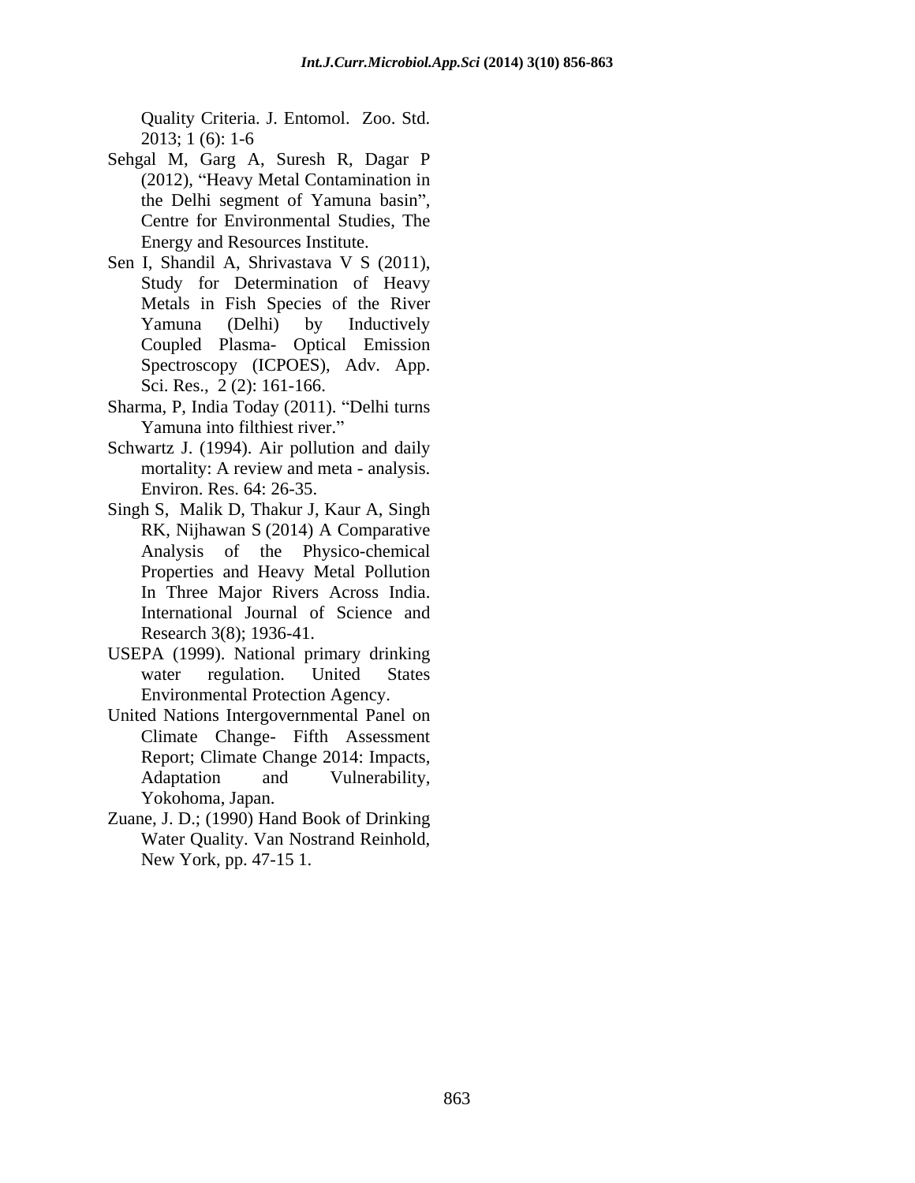Quality Criteria. J. Entomol. Zoo. Std. 2013; 1 (6): 1-6

Sehgal M, Garg A, Suresh R, Dagar P (2012), "Heavy Metal Contamination in the Delhi segment of Yamuna basin", Centre for Environmental Studies, The Energy and Resources Institute.

Sen I, Shandil A, Shrivastava V S (2011), Study for Determination of Heavy Metals in Fish Species of the River Yamuna (Delhi) by Inductively Coupled Plasma- Optical Emission Spectroscopy (ICPOES), Adv. App. Sci. Res., 2 (2): 161-166.

Sharma, P, India Today (2011). "Delhi turns Yamuna into filthiest river."

Schwartz J. (1994). Air pollution and daily mortality: A review and meta - analysis. Environ. Res. 64: 26-35.

Singh S, Malik D, Thakur J, Kaur A, Singh RK, Nijhawan S (2014) A Comparative Analysis of the Physico-chemical Properties and Heavy Metal Pollution In Three Major Rivers Across India. International Journal of Science and Research 3(8); 1936-41.

USEPA (1999). National primary drinking water regulation. United States Environmental Protection Agency.

United Nations Intergovernmental Panel on Climate Change- Fifth Assessment Report; Climate Change 2014: Impacts, Adaptation and Vulnerability, Yokohoma, Japan.

Zuane, J. D.; (1990) Hand Book of Drinking Water Quality. Van Nostrand Reinhold, New York, pp. 47-15 1.